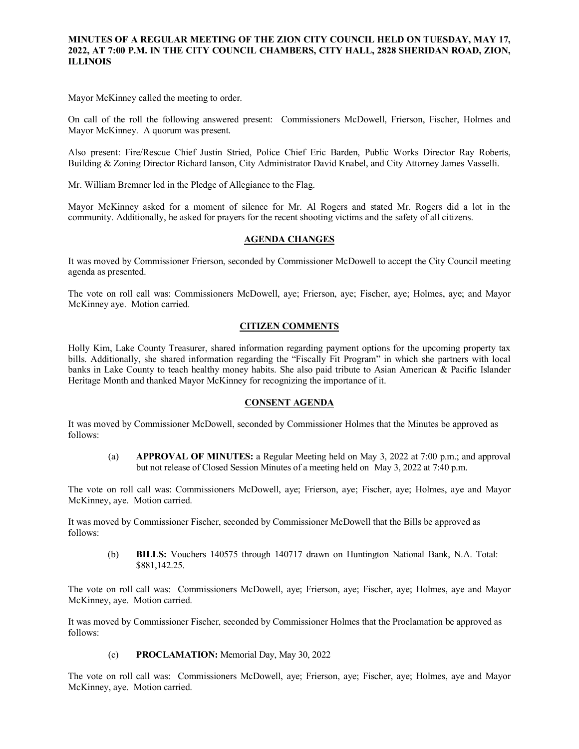**MINUTES OF A REGULAR MEETING OF THE ZION CITY COUNCIL HELD ON TUESDAY, MAY 17, 2022, AT 7:00 P.M. IN THE CITY COUNCIL CHAMBERS, CITY HALL, 2828 SHERIDAN ROAD, ZION, ILLINOIS**

Mayor McKinney called the meeting to order.

On call of the roll the following answered present: Commissioners McDowell, Frierson, Fischer, Holmes and Mayor McKinney. A quorum was present.

Also present: Fire/Rescue Chief Justin Stried, Police Chief Eric Barden, Public Works Director Ray Roberts, Building & Zoning Director Richard Ianson, City Administrator David Knabel, and City Attorney James Vasselli.

Mr. William Bremner led in the Pledge of Allegiance to the Flag.

Mayor McKinney asked for a moment of silence for Mr. Al Rogers and stated Mr. Rogers did a lot in the community. Additionally, he asked for prayers for the recent shooting victims and the safety of all citizens.

## AGENDA CHANGES

It was moved by Commissioner Frierson, seconded by Commissioner McDowell to accept the City Council meeting agenda as presented.

The vote on roll call was: Commissioners McDowell, aye; Frierson, aye; Fischer, aye; Holmes, aye; and Mayor McKinney aye. Motion carried.

## CITIZEN COMMENTS

Holly Kim, Lake County Treasurer, shared information regarding payment options for the upcoming property tax bills. Additionally, she shared information regarding the "Fiscally Fit Program" in which she partners with local banks in Lake County to teach healthy money habits. She also paid tribute to Asian American & Pacific Islander Heritage Month and thanked Mayor McKinney for recognizing the importance of it.

## CONSENT AGENDA

It was moved by Commissioner McDowell, seconded by Commissioner Holmes that the Minutes be approved as follows:

> (a) **APPROVAL OF MINUTES:** a Regular Meeting held on May 3, 2022 at 7:00 p.m.; and approval but not release of Closed Session Minutes of a meeting held on May 3, 2022 at 7:40 p.m.

The vote on roll call was: Commissioners McDowell, aye; Frierson, aye; Fischer, aye; Holmes, aye and Mayor McKinney, aye. Motion carried.

It was moved by Commissioner Fischer, seconded by Commissioner McDowell that the Bills be approved as follows:

> (b) **BILLS:** Vouchers 140575 through 140717 drawn on Huntington National Bank, N.A. Total: $881,142.25.

The vote on roll call was: Commissioners McDowell, aye; Frierson, aye; Fischer, aye; Holmes, aye and Mayor McKinney, aye. Motion carried.

It was moved by Commissioner Fischer, seconded by Commissioner Holmes that the Proclamation be approved as follows:

> (c) **PROCLAMATION:** Memorial Day, May 30, 2022

The vote on roll call was: Commissioners McDowell, aye; Frierson, aye; Fischer, aye; Holmes, aye and Mayor McKinney, aye. Motion carried.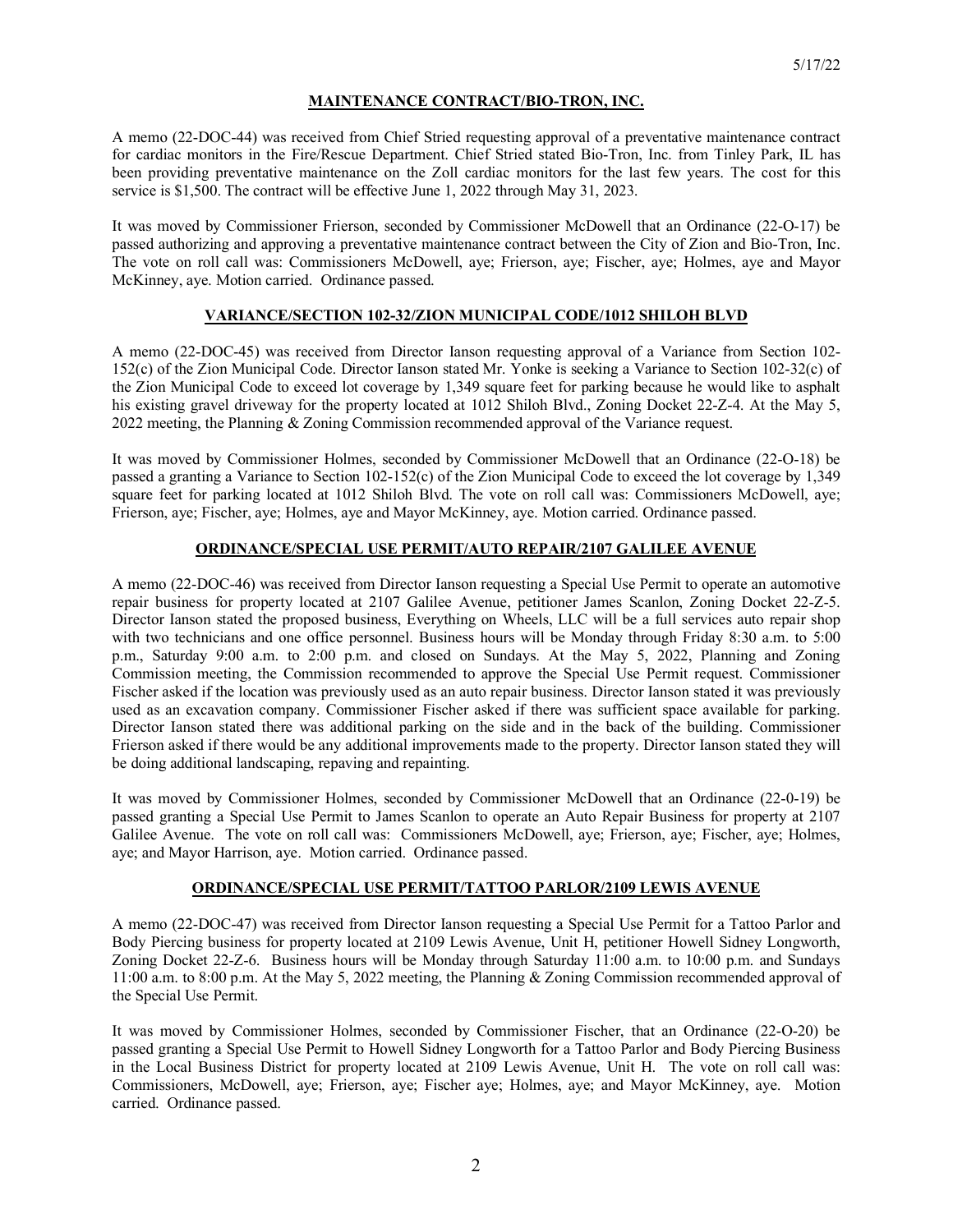#### MAINTENANCE CONTRACT/BIO-TRON, INC.

A memo (22-DOC-44) was received from Chief Stried requesting approval of a preventative maintenance contract for cardiac monitors in the Fire/Rescue Department. Chief Stried stated Bio-Tron, Inc. from Tinley Park, IL has been providing preventative maintenance on the Zoll cardiac monitors for the last few years. The cost for this service is $1,500. The contract will be effective June 1, 2022 through May 31, 2023.

It was moved by Commissioner Frierson, seconded by Commissioner McDowell that an Ordinance (22-O-17) be passed authorizing and approving a preventative maintenance contract between the City of Zion and Bio-Tron, Inc. The vote on roll call was: Commissioners McDowell, aye; Frierson, aye; Fischer, aye; Holmes, aye and Mayor McKinney, aye. Motion carried. Ordinance passed.

#### VARIANCE/SECTION 102-32/ZION MUNICIPAL CODE/1012 SHILOH BLVD

A memo (22-DOC-45) was received from Director Ianson requesting approval of a Variance from Section 102-152(c) of the Zion Municipal Code. Director Ianson stated Mr. Yonke is seeking a Variance to Section 102-32(c) of the Zion Municipal Code to exceed lot coverage by 1,349 square feet for parking because he would like to asphalt his existing gravel driveway for the property located at 1012 Shiloh Blvd., Zoning Docket 22-Z-4. At the May 5, 2022 meeting, the Planning & Zoning Commission recommended approval of the Variance request.

It was moved by Commissioner Holmes, seconded by Commissioner McDowell that an Ordinance (22-O-18) be passed a granting a Variance to Section 102-152(c) of the Zion Municipal Code to exceed the lot coverage by 1,349 square feet for parking located at 1012 Shiloh Blvd. The vote on roll call was: Commissioners McDowell, aye; Frierson, aye; Fischer, aye; Holmes, aye and Mayor McKinney, aye. Motion carried. Ordinance passed.

#### ORDINANCE/SPECIAL USE PERMIT/AUTO REPAIR/2107 GALILEE AVENUE

A memo (22-DOC-46) was received from Director Ianson requesting a Special Use Permit to operate an automotive repair business for property located at 2107 Galilee Avenue, petitioner James Scanlon, Zoning Docket 22-Z-5. Director Ianson stated the proposed business, Everything on Wheels, LLC will be a full services auto repair shop with two technicians and one office personnel. Business hours will be Monday through Friday 8:30 a.m. to 5:00 p.m., Saturday 9:00 a.m. to 2:00 p.m. and closed on Sundays. At the May 5, 2022, Planning and Zoning Commission meeting, the Commission recommended to approve the Special Use Permit request. Commissioner Fischer asked if the location was previously used as an auto repair business. Director Ianson stated it was previously used as an excavation company. Commissioner Fischer asked if there was sufficient space available for parking. Director Ianson stated there was additional parking on the side and in the back of the building. Commissioner Frierson asked if there would be any additional improvements made to the property. Director Ianson stated they will be doing additional landscaping, repaving and repainting.

It was moved by Commissioner Holmes, seconded by Commissioner McDowell that an Ordinance (22-0-19) be passed granting a Special Use Permit to James Scanlon to operate an Auto Repair Business for property at 2107 Galilee Avenue. The vote on roll call was: Commissioners McDowell, aye; Frierson, aye; Fischer, aye; Holmes, aye; and Mayor Harrison, aye. Motion carried. Ordinance passed.

#### ORDINANCE/SPECIAL USE PERMIT/TATTOO PARLOR/2109 LEWIS AVENUE

A memo (22-DOC-47) was received from Director Ianson requesting a Special Use Permit for a Tattoo Parlor and Body Piercing business for property located at 2109 Lewis Avenue, Unit H, petitioner Howell Sidney Longworth, Zoning Docket 22-Z-6. Business hours will be Monday through Saturday 11:00 a.m. to 10:00 p.m. and Sundays 11:00 a.m. to 8:00 p.m. At the May 5, 2022 meeting, the Planning & Zoning Commission recommended approval of the Special Use Permit.

It was moved by Commissioner Holmes, seconded by Commissioner Fischer, that an Ordinance (22-O-20) be passed granting a Special Use Permit to Howell Sidney Longworth for a Tattoo Parlor and Body Piercing Business in the Local Business District for property located at 2109 Lewis Avenue, Unit H. The vote on roll call was: Commissioners, McDowell, aye; Frierson, aye; Fischer aye; Holmes, aye; and Mayor McKinney, aye. Motion carried. Ordinance passed.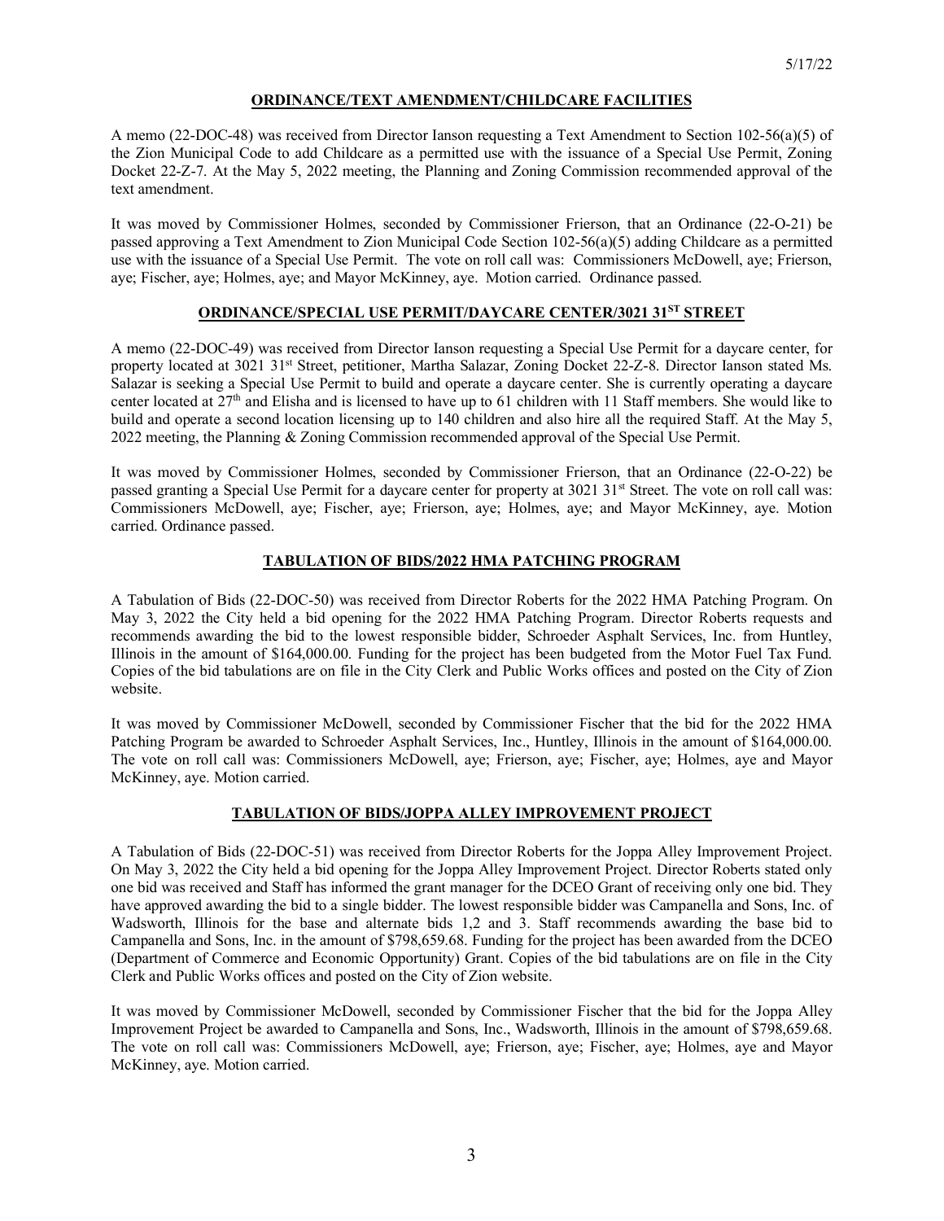## ORDINANCE/TEXT AMENDMENT/CHILDCARE FACILITIES

A memo (22-DOC-48) was received from Director Ianson requesting a Text Amendment to Section 102-56(a)(5) of the Zion Municipal Code to add Childcare as a permitted use with the issuance of a Special Use Permit, Zoning Docket 22-Z-7. At the May 5, 2022 meeting, the Planning and Zoning Commission recommended approval of the text amendment.

It was moved by Commissioner Holmes, seconded by Commissioner Frierson, that an Ordinance (22-O-21) be passed approving a Text Amendment to Zion Municipal Code Section 102-56(a)(5) adding Childcare as a permitted use with the issuance of a Special Use Permit. The vote on roll call was: Commissioners McDowell, aye; Frierson, aye; Fischer, aye; Holmes, aye; and Mayor McKinney, aye. Motion carried. Ordinance passed.

## ORDINANCE/SPECIAL USE PERMIT/DAYCARE CENTER/3021 31ST STREET

A memo (22-DOC-49) was received from Director Ianson requesting a Special Use Permit for a daycare center, for property located at 3021 31st Street, petitioner, Martha Salazar, Zoning Docket 22-Z-8. Director Ianson stated Ms. Salazar is seeking a Special Use Permit to build and operate a daycare center. She is currently operating a daycare center located at 27th and Elisha and is licensed to have up to 61 children with 11 Staff members. She would like to build and operate a second location licensing up to 140 children and also hire all the required Staff. At the May 5, 2022 meeting, the Planning & Zoning Commission recommended approval of the Special Use Permit.

It was moved by Commissioner Holmes, seconded by Commissioner Frierson, that an Ordinance (22-O-22) be passed granting a Special Use Permit for a daycare center for property at 3021 31st Street. The vote on roll call was: Commissioners McDowell, aye; Fischer, aye; Frierson, aye; Holmes, aye; and Mayor McKinney, aye. Motion carried. Ordinance passed.

## TABULATION OF BIDS/2022 HMA PATCHING PROGRAM

A Tabulation of Bids (22-DOC-50) was received from Director Roberts for the 2022 HMA Patching Program. On May 3, 2022 the City held a bid opening for the 2022 HMA Patching Program. Director Roberts requests and recommends awarding the bid to the lowest responsible bidder, Schroeder Asphalt Services, Inc. from Huntley, Illinois in the amount of $164,000.00. Funding for the project has been budgeted from the Motor Fuel Tax Fund. Copies of the bid tabulations are on file in the City Clerk and Public Works offices and posted on the City of Zion website.

It was moved by Commissioner McDowell, seconded by Commissioner Fischer that the bid for the 2022 HMA Patching Program be awarded to Schroeder Asphalt Services, Inc., Huntley, Illinois in the amount of $164,000.00. The vote on roll call was: Commissioners McDowell, aye; Frierson, aye; Fischer, aye; Holmes, aye and Mayor McKinney, aye. Motion carried.

## TABULATION OF BIDS/JOPPA ALLEY IMPROVEMENT PROJECT

A Tabulation of Bids (22-DOC-51) was received from Director Roberts for the Joppa Alley Improvement Project. On May 3, 2022 the City held a bid opening for the Joppa Alley Improvement Project. Director Roberts stated only one bid was received and Staff has informed the grant manager for the DCEO Grant of receiving only one bid. They have approved awarding the bid to a single bidder. The lowest responsible bidder was Campanella and Sons, Inc. of Wadsworth, Illinois for the base and alternate bids 1,2 and 3. Staff recommends awarding the base bid to Campanella and Sons, Inc. in the amount of $798,659.68. Funding for the project has been awarded from the DCEO (Department of Commerce and Economic Opportunity) Grant. Copies of the bid tabulations are on file in the City Clerk and Public Works offices and posted on the City of Zion website.

It was moved by Commissioner McDowell, seconded by Commissioner Fischer that the bid for the Joppa Alley Improvement Project be awarded to Campanella and Sons, Inc., Wadsworth, Illinois in the amount of $798,659.68. The vote on roll call was: Commissioners McDowell, aye; Frierson, aye; Fischer, aye; Holmes, aye and Mayor McKinney, aye. Motion carried.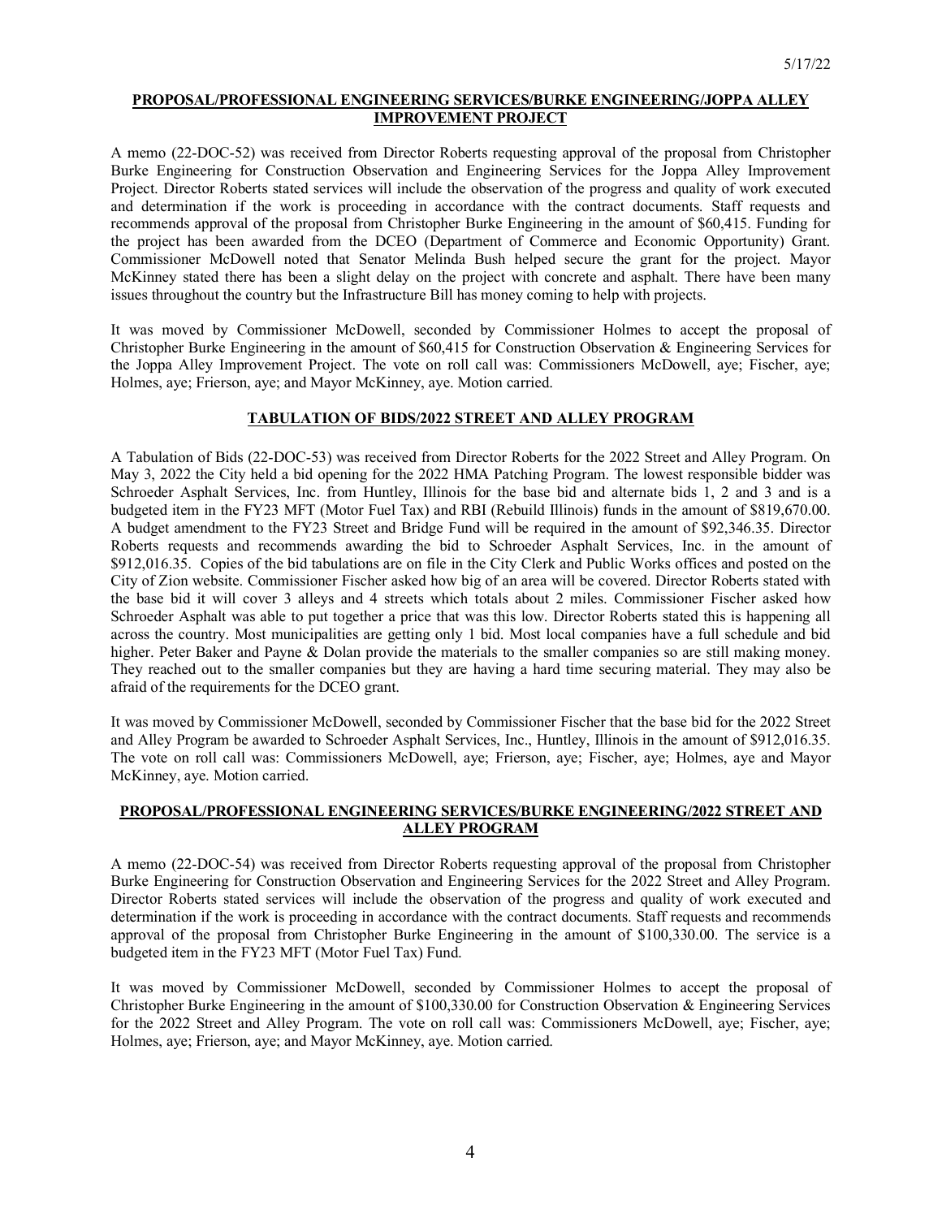**PROPOSAL/PROFESSIONAL ENGINEERING SERVICES/BURKE ENGINEERING/JOPPA ALLEY IMPROVEMENT PROJECT**

A memo (22-DOC-52) was received from Director Roberts requesting approval of the proposal from Christopher Burke Engineering for Construction Observation and Engineering Services for the Joppa Alley Improvement Project. Director Roberts stated services will include the observation of the progress and quality of work executed and determination if the work is proceeding in accordance with the contract documents. Staff requests and recommends approval of the proposal from Christopher Burke Engineering in the amount of $60,415. Funding for the project has been awarded from the DCEO (Department of Commerce and Economic Opportunity) Grant. Commissioner McDowell noted that Senator Melinda Bush helped secure the grant for the project. Mayor McKinney stated there has been a slight delay on the project with concrete and asphalt. There have been many issues throughout the country but the Infrastructure Bill has money coming to help with projects.

It was moved by Commissioner McDowell, seconded by Commissioner Holmes to accept the proposal of Christopher Burke Engineering in the amount of $60,415 for Construction Observation & Engineering Services for the Joppa Alley Improvement Project. The vote on roll call was: Commissioners McDowell, aye; Fischer, aye; Holmes, aye; Frierson, aye; and Mayor McKinney, aye. Motion carried.

**TABULATION OF BIDS/2022 STREET AND ALLEY PROGRAM**

A Tabulation of Bids (22-DOC-53) was received from Director Roberts for the 2022 Street and Alley Program. On May 3, 2022 the City held a bid opening for the 2022 HMA Patching Program. The lowest responsible bidder was Schroeder Asphalt Services, Inc. from Huntley, Illinois for the base bid and alternate bids 1, 2 and 3 and is a budgeted item in the FY23 MFT (Motor Fuel Tax) and RBI (Rebuild Illinois) funds in the amount of $819,670.00. A budget amendment to the FY23 Street and Bridge Fund will be required in the amount of $92,346.35. Director Roberts requests and recommends awarding the bid to Schroeder Asphalt Services, Inc. in the amount of $912,016.35. Copies of the bid tabulations are on file in the City Clerk and Public Works offices and posted on the City of Zion website. Commissioner Fischer asked how big of an area will be covered. Director Roberts stated with the base bid it will cover 3 alleys and 4 streets which totals about 2 miles. Commissioner Fischer asked how Schroeder Asphalt was able to put together a price that was this low. Director Roberts stated this is happening all across the country. Most municipalities are getting only 1 bid. Most local companies have a full schedule and bid higher. Peter Baker and Payne & Dolan provide the materials to the smaller companies so are still making money. They reached out to the smaller companies but they are having a hard time securing material. They may also be afraid of the requirements for the DCEO grant.

It was moved by Commissioner McDowell, seconded by Commissioner Fischer that the base bid for the 2022 Street and Alley Program be awarded to Schroeder Asphalt Services, Inc., Huntley, Illinois in the amount of $912,016.35. The vote on roll call was: Commissioners McDowell, aye; Frierson, aye; Fischer, aye; Holmes, aye and Mayor McKinney, aye. Motion carried.

**PROPOSAL/PROFESSIONAL ENGINEERING SERVICES/BURKE ENGINEERING/2022 STREET AND ALLEY PROGRAM**

A memo (22-DOC-54) was received from Director Roberts requesting approval of the proposal from Christopher Burke Engineering for Construction Observation and Engineering Services for the 2022 Street and Alley Program. Director Roberts stated services will include the observation of the progress and quality of work executed and determination if the work is proceeding in accordance with the contract documents. Staff requests and recommends approval of the proposal from Christopher Burke Engineering in the amount of $100,330.00. The service is a budgeted item in the FY23 MFT (Motor Fuel Tax) Fund.

It was moved by Commissioner McDowell, seconded by Commissioner Holmes to accept the proposal of Christopher Burke Engineering in the amount of $100,330.00 for Construction Observation & Engineering Services for the 2022 Street and Alley Program. The vote on roll call was: Commissioners McDowell, aye; Fischer, aye; Holmes, aye; Frierson, aye; and Mayor McKinney, aye. Motion carried.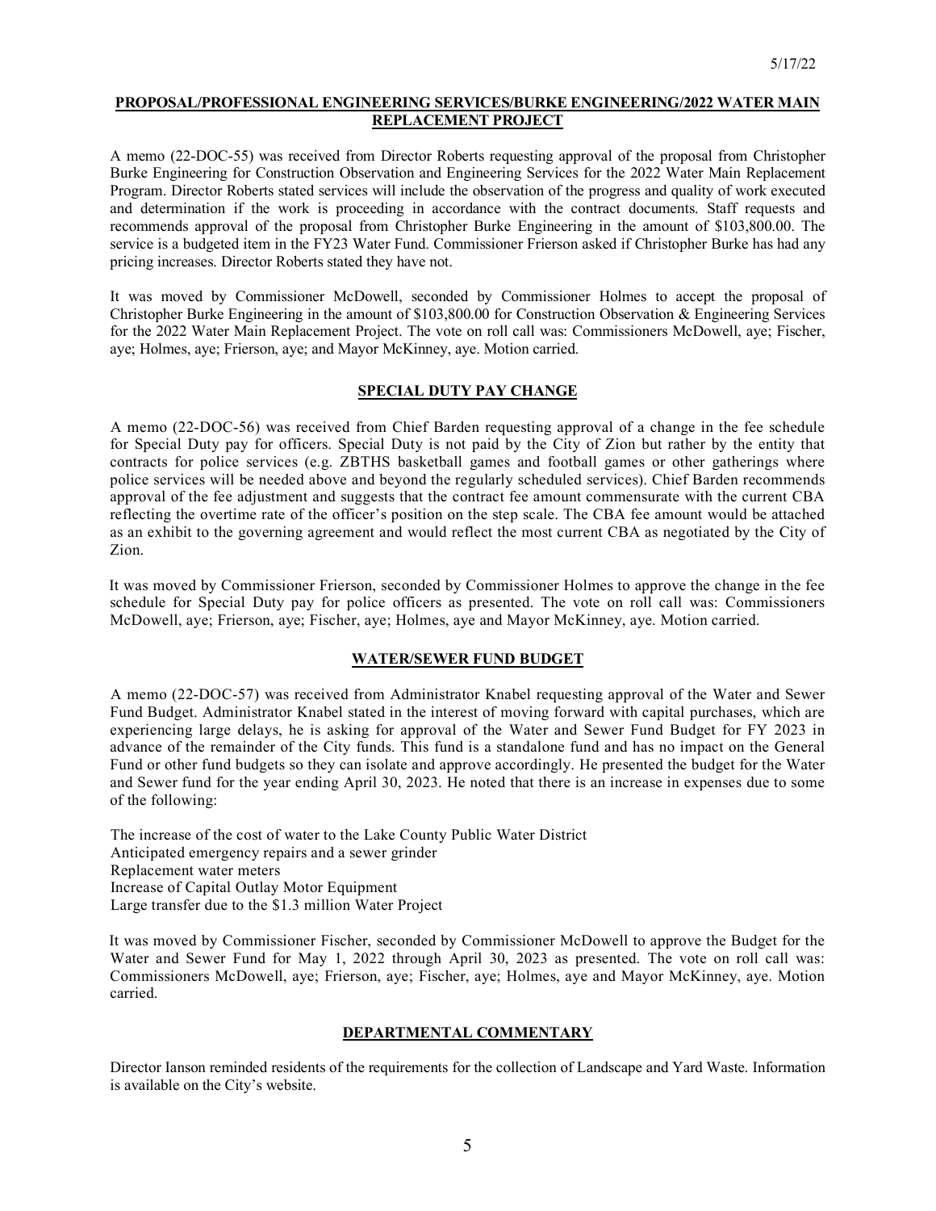**PROPOSAL/PROFESSIONAL ENGINEERING SERVICES/BURKE ENGINEERING/2022 WATER MAIN REPLACEMENT PROJECT**

A memo (22-DOC-55) was received from Director Roberts requesting approval of the proposal from Christopher Burke Engineering for Construction Observation and Engineering Services for the 2022 Water Main Replacement Program. Director Roberts stated services will include the observation of the progress and quality of work executed and determination if the work is proceeding in accordance with the contract documents. Staff requests and recommends approval of the proposal from Christopher Burke Engineering in the amount of $103,800.00. The service is a budgeted item in the FY23 Water Fund. Commissioner Frierson asked if Christopher Burke has had any pricing increases. Director Roberts stated they have not.

It was moved by Commissioner McDowell, seconded by Commissioner Holmes to accept the proposal of Christopher Burke Engineering in the amount of $103,800.00 for Construction Observation & Engineering Services for the 2022 Water Main Replacement Project. The vote on roll call was: Commissioners McDowell, aye; Fischer, aye; Holmes, aye; Frierson, aye; and Mayor McKinney, aye. Motion carried.

**SPECIAL DUTY PAY CHANGE**

A memo (22-DOC-56) was received from Chief Barden requesting approval of a change in the fee schedule for Special Duty pay for officers. Special Duty is not paid by the City of Zion but rather by the entity that contracts for police services (e.g. ZBTHS basketball games and football games or other gatherings where police services will be needed above and beyond the regularly scheduled services). Chief Barden recommends approval of the fee adjustment and suggests that the contract fee amount commensurate with the current CBA reflecting the overtime rate of the officer's position on the step scale. The CBA fee amount would be attached as an exhibit to the governing agreement and would reflect the most current CBA as negotiated by the City of Zion.

It was moved by Commissioner Frierson, seconded by Commissioner Holmes to approve the change in the fee schedule for Special Duty pay for police officers as presented. The vote on roll call was: Commissioners McDowell, aye; Frierson, aye; Fischer, aye; Holmes, aye and Mayor McKinney, aye. Motion carried.

**WATER/SEWER FUND BUDGET**

A memo (22-DOC-57) was received from Administrator Knabel requesting approval of the Water and Sewer Fund Budget. Administrator Knabel stated in the interest of moving forward with capital purchases, which are experiencing large delays, he is asking for approval of the Water and Sewer Fund Budget for FY 2023 in advance of the remainder of the City funds. This fund is a standalone fund and has no impact on the General Fund or other fund budgets so they can isolate and approve accordingly. He presented the budget for the Water and Sewer fund for the year ending April 30, 2023. He noted that there is an increase in expenses due to some of the following:

The increase of the cost of water to the Lake County Public Water District
Anticipated emergency repairs and a sewer grinder
Replacement water meters
Increase of Capital Outlay Motor Equipment
Large transfer due to the $1.3 million Water Project

It was moved by Commissioner Fischer, seconded by Commissioner McDowell to approve the Budget for the Water and Sewer Fund for May 1, 2022 through April 30, 2023 as presented. The vote on roll call was: Commissioners McDowell, aye; Frierson, aye; Fischer, aye; Holmes, aye and Mayor McKinney, aye. Motion carried.

**DEPARTMENTAL COMMENTARY**

Director Ianson reminded residents of the requirements for the collection of Landscape and Yard Waste. Information is available on the City's website.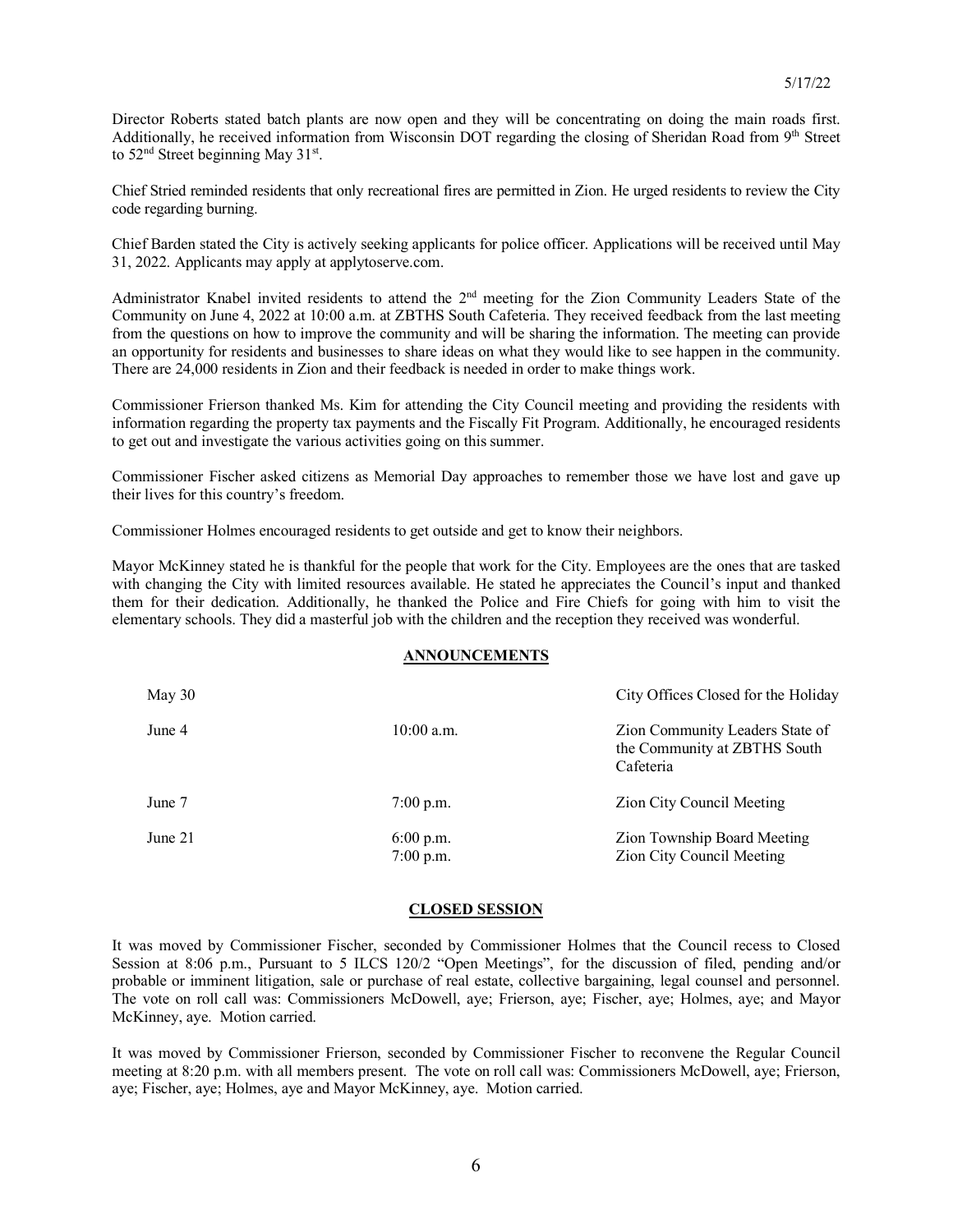Director Roberts stated batch plants are now open and they will be concentrating on doing the main roads first. Additionally, he received information from Wisconsin DOT regarding the closing of Sheridan Road from 9th Street to 52nd Street beginning May 31st.

Chief Stried reminded residents that only recreational fires are permitted in Zion. He urged residents to review the City code regarding burning.

Chief Barden stated the City is actively seeking applicants for police officer. Applications will be received until May 31, 2022. Applicants may apply at applytoserve.com.

Administrator Knabel invited residents to attend the 2nd meeting for the Zion Community Leaders State of the Community on June 4, 2022 at 10:00 a.m. at ZBTHS South Cafeteria. They received feedback from the last meeting from the questions on how to improve the community and will be sharing the information. The meeting can provide an opportunity for residents and businesses to share ideas on what they would like to see happen in the community. There are 24,000 residents in Zion and their feedback is needed in order to make things work.

Commissioner Frierson thanked Ms. Kim for attending the City Council meeting and providing the residents with information regarding the property tax payments and the Fiscally Fit Program. Additionally, he encouraged residents to get out and investigate the various activities going on this summer.

Commissioner Fischer asked citizens as Memorial Day approaches to remember those we have lost and gave up their lives for this country's freedom.

Commissioner Holmes encouraged residents to get outside and get to know their neighbors.

Mayor McKinney stated he is thankful for the people that work for the City. Employees are the ones that are tasked with changing the City with limited resources available. He stated he appreciates the Council's input and thanked them for their dedication. Additionally, he thanked the Police and Fire Chiefs for going with him to visit the elementary schools. They did a masterful job with the children and the reception they received was wonderful.

## ANNOUNCEMENTS

| | | |
|---|---|---|
| May 30 | | City Offices Closed for the Holiday |
| June 4 | 10:00 a.m. | Zion Community Leaders State of the Community at ZBTHS South Cafeteria |
| June 7 | 7:00 p.m. | Zion City Council Meeting |
| June 21 | 6:00 p.m.<br>7:00 p.m. | Zion Township Board Meeting<br>Zion City Council Meeting |

## CLOSED SESSION

It was moved by Commissioner Fischer, seconded by Commissioner Holmes that the Council recess to Closed Session at 8:06 p.m., Pursuant to 5 ILCS 120/2 "Open Meetings", for the discussion of filed, pending and/or probable or imminent litigation, sale or purchase of real estate, collective bargaining, legal counsel and personnel. The vote on roll call was: Commissioners McDowell, aye; Frierson, aye; Fischer, aye; Holmes, aye; and Mayor McKinney, aye. Motion carried.

It was moved by Commissioner Frierson, seconded by Commissioner Fischer to reconvene the Regular Council meeting at 8:20 p.m. with all members present. The vote on roll call was: Commissioners McDowell, aye; Frierson, aye; Fischer, aye; Holmes, aye and Mayor McKinney, aye. Motion carried.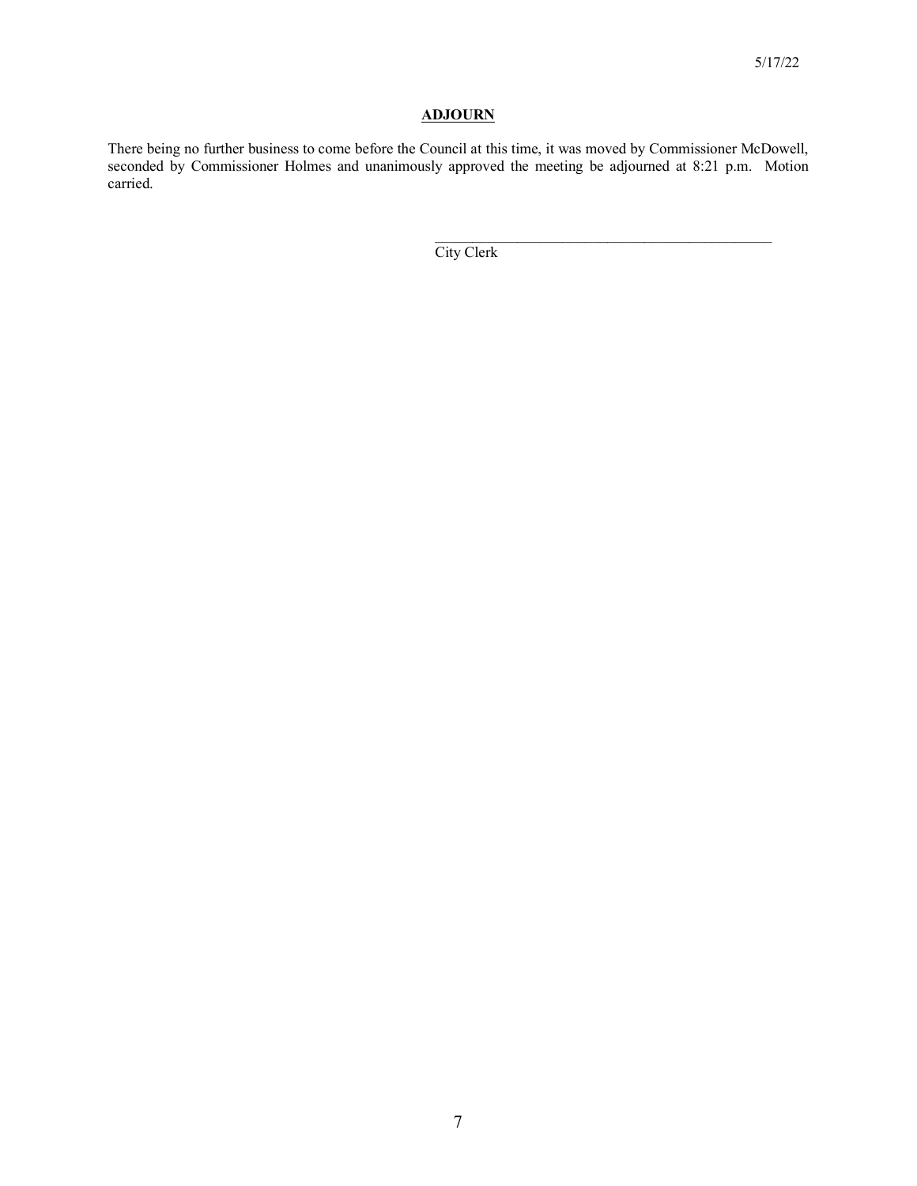## ADJOURN

There being no further business to come before the Council at this time, it was moved by Commissioner McDowell, seconded by Commissioner Holmes and unanimously approved the meeting be adjourned at 8:21 p.m. Motion carried.

\_\_\_\_\_\_\_\_\_\_\_\_\_\_\_\_\_\_\_\_\_\_\_\_\_\_\_\_\_\_\_\_\_\_\_\_\_\_\_\_\_\_\_\_\_\_
City Clerk